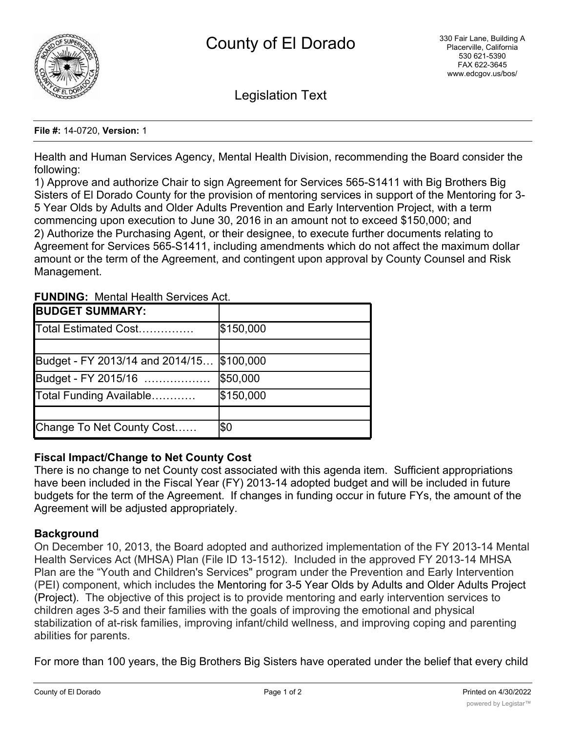# County of El Dorado

330 Fair Lane, Building A
Placerville, California
530 621-5390
FAX 622-3645
www.edcgov.us/bos/

## Legislation Text

**File #:** 14-0720, **Version:** 1

Health and Human Services Agency, Mental Health Division, recommending the Board consider the following:
1) Approve and authorize Chair to sign Agreement for Services 565-S1411 with Big Brothers Big Sisters of El Dorado County for the provision of mentoring services in support of the Mentoring for 3-5 Year Olds by Adults and Older Adults Prevention and Early Intervention Project, with a term commencing upon execution to June 30, 2016 in an amount not to exceed $150,000; and
2) Authorize the Purchasing Agent, or their designee, to execute further documents relating to Agreement for Services 565-S1411, including amendments which do not affect the maximum dollar amount or the term of the Agreement, and contingent upon approval by County Counsel and Risk Management.

**FUNDING:** Mental Health Services Act.

| **BUDGET SUMMARY:** | |
|---|---|
| Total Estimated Cost…………… | $150,000 |
| | |
| Budget - FY 2013/14 and 2014/15… | $100,000 |
| Budget - FY 2015/16 ……………… | $50,000 |
| Total Funding Available………… | $150,000 |
| | |
| Change To Net County Cost…… | $0 |

### Fiscal Impact/Change to Net County Cost

There is no change to net County cost associated with this agenda item. Sufficient appropriations have been included in the Fiscal Year (FY) 2013-14 adopted budget and will be included in future budgets for the term of the Agreement. If changes in funding occur in future FYs, the amount of the Agreement will be adjusted appropriately.

### Background

On December 10, 2013, the Board adopted and authorized implementation of the FY 2013-14 Mental Health Services Act (MHSA) Plan (File ID 13-1512). Included in the approved FY 2013-14 MHSA Plan are the "Youth and Children's Services" program under the Prevention and Early Intervention (PEI) component, which includes the Mentoring for 3-5 Year Olds by Adults and Older Adults Project (Project). The objective of this project is to provide mentoring and early intervention services to children ages 3-5 and their families with the goals of improving the emotional and physical stabilization of at-risk families, improving infant/child wellness, and improving coping and parenting abilities for parents.

For more than 100 years, the Big Brothers Big Sisters have operated under the belief that every child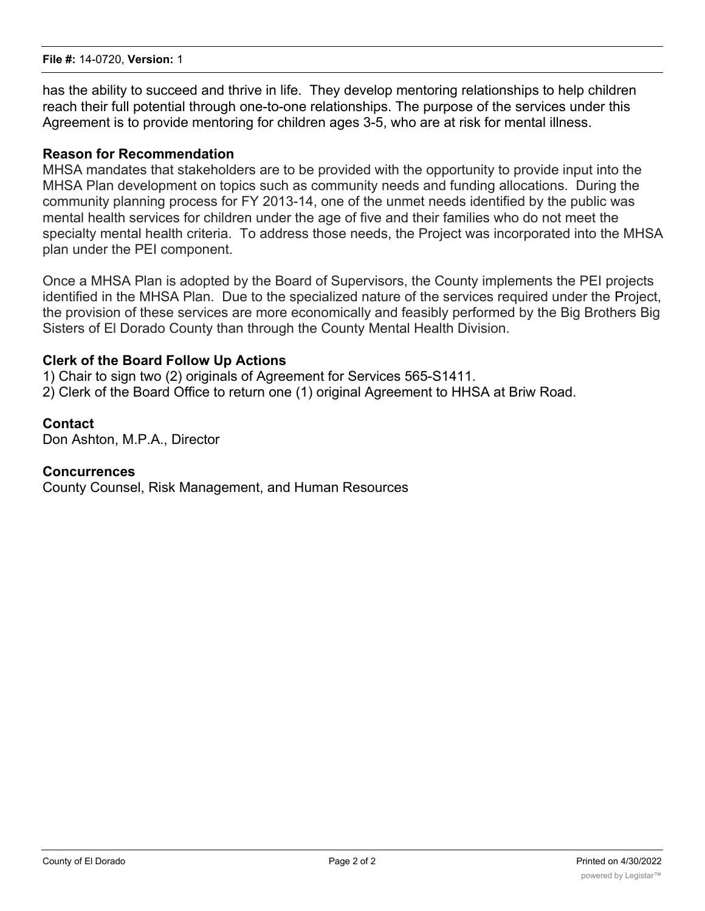has the ability to succeed and thrive in life.  They develop mentoring relationships to help children reach their full potential through one-to-one relationships. The purpose of the services under this Agreement is to provide mentoring for children ages 3-5, who are at risk for mental illness.

**Reason for Recommendation**

MHSA mandates that stakeholders are to be provided with the opportunity to provide input into the MHSA Plan development on topics such as community needs and funding allocations.  During the community planning process for FY 2013-14, one of the unmet needs identified by the public was mental health services for children under the age of five and their families who do not meet the specialty mental health criteria.  To address those needs, the Project was incorporated into the MHSA plan under the PEI component.

Once a MHSA Plan is adopted by the Board of Supervisors, the County implements the PEI projects identified in the MHSA Plan.  Due to the specialized nature of the services required under the Project, the provision of these services are more economically and feasibly performed by the Big Brothers Big Sisters of El Dorado County than through the County Mental Health Division.

**Clerk of the Board Follow Up Actions**

1) Chair to sign two (2) originals of Agreement for Services 565-S1411.
2) Clerk of the Board Office to return one (1) original Agreement to HHSA at Briw Road.

**Contact**

Don Ashton, M.P.A., Director

**Concurrences**

County Counsel, Risk Management, and Human Resources